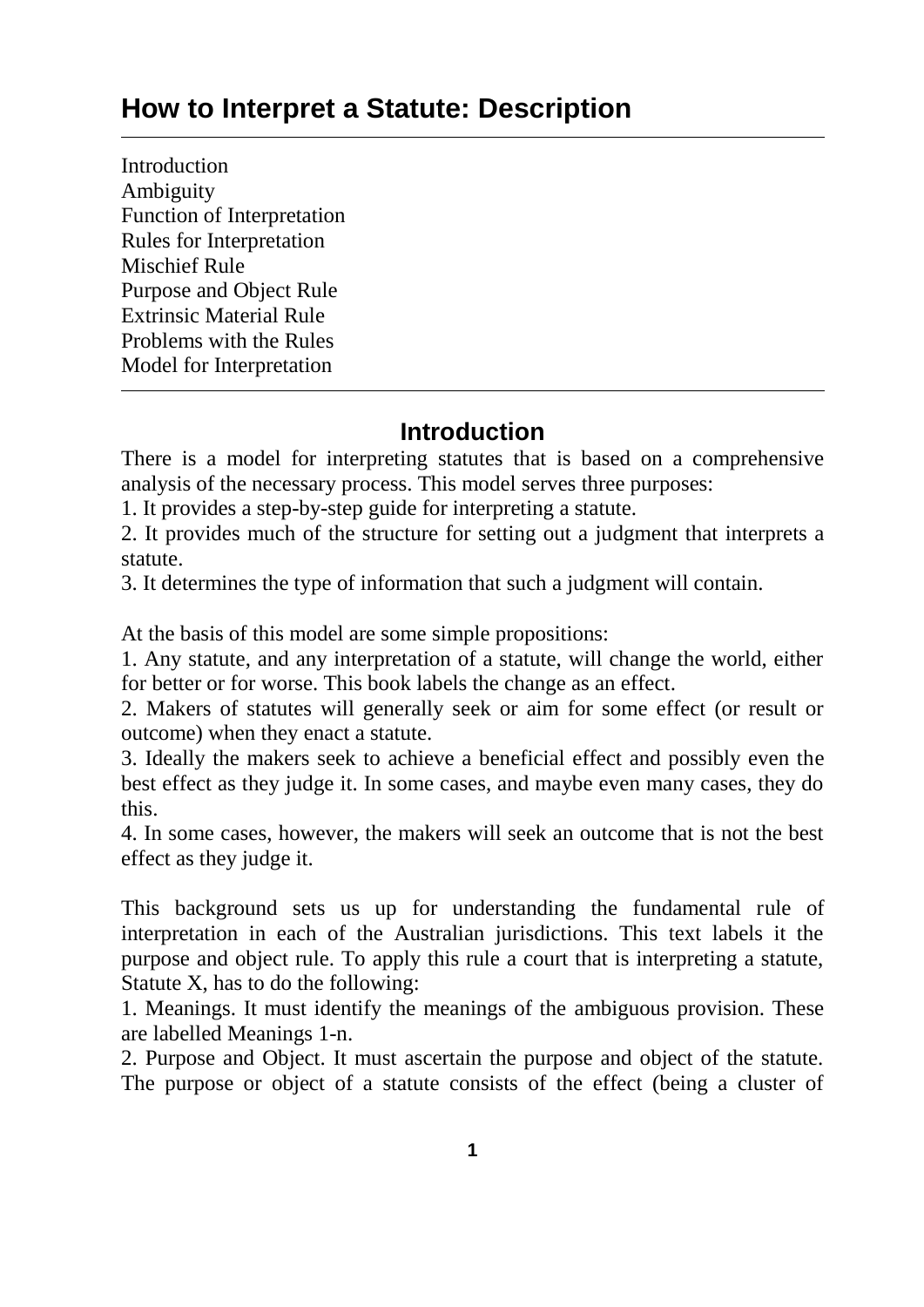# How to Interpret a Statute: Description

---

Introduction
Ambiguity
Function of Interpretation
Rules for Interpretation
Mischief Rule
Purpose and Object Rule
Extrinsic Material Rule
Problems with the Rules
Model for Interpretation

---

## Introduction

There is a model for interpreting statutes that is based on a comprehensive analysis of the necessary process. This model serves three purposes:

1. It provides a step-by-step guide for interpreting a statute.
2. It provides much of the structure for setting out a judgment that interprets a statute.
3. It determines the type of information that such a judgment will contain.

At the basis of this model are some simple propositions:

1. Any statute, and any interpretation of a statute, will change the world, either for better or for worse. This book labels the change as an effect.
2. Makers of statutes will generally seek or aim for some effect (or result or outcome) when they enact a statute.
3. Ideally the makers seek to achieve a beneficial effect and possibly even the best effect as they judge it. In some cases, and maybe even many cases, they do this.
4. In some cases, however, the makers will seek an outcome that is not the best effect as they judge it.

This background sets us up for understanding the fundamental rule of interpretation in each of the Australian jurisdictions. This text labels it the purpose and object rule. To apply this rule a court that is interpreting a statute, Statute X, has to do the following:

1. Meanings. It must identify the meanings of the ambiguous provision. These are labelled Meanings 1-n.
2. Purpose and Object. It must ascertain the purpose and object of the statute. The purpose or object of a statute consists of the effect (being a cluster of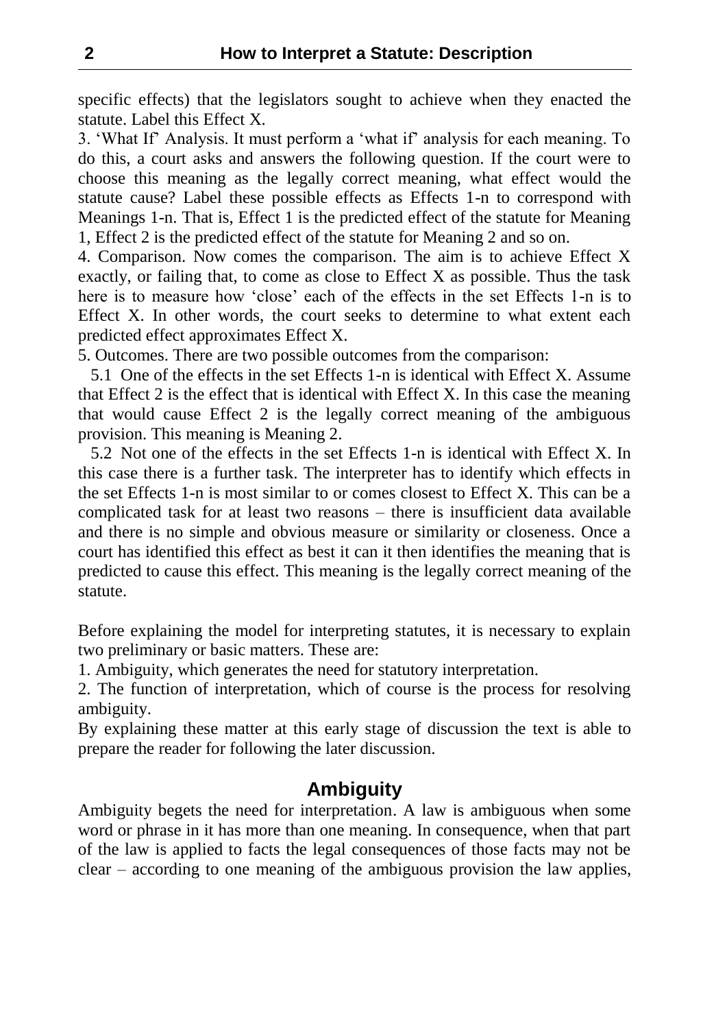specific effects) that the legislators sought to achieve when they enacted the statute. Label this Effect X.

3. 'What If' Analysis. It must perform a 'what if' analysis for each meaning. To do this, a court asks and answers the following question. If the court were to choose this meaning as the legally correct meaning, what effect would the statute cause? Label these possible effects as Effects 1-n to correspond with Meanings 1-n. That is, Effect 1 is the predicted effect of the statute for Meaning 1, Effect 2 is the predicted effect of the statute for Meaning 2 and so on.

4. Comparison. Now comes the comparison. The aim is to achieve Effect X exactly, or failing that, to come as close to Effect X as possible. Thus the task here is to measure how 'close' each of the effects in the set Effects 1-n is to Effect X. In other words, the court seeks to determine to what extent each predicted effect approximates Effect X.

5. Outcomes. There are two possible outcomes from the comparison:

5.1 One of the effects in the set Effects 1-n is identical with Effect X. Assume that Effect 2 is the effect that is identical with Effect X. In this case the meaning that would cause Effect 2 is the legally correct meaning of the ambiguous provision. This meaning is Meaning 2.

5.2 Not one of the effects in the set Effects 1-n is identical with Effect X. In this case there is a further task. The interpreter has to identify which effects in the set Effects 1-n is most similar to or comes closest to Effect X. This can be a complicated task for at least two reasons – there is insufficient data available and there is no simple and obvious measure or similarity or closeness. Once a court has identified this effect as best it can it then identifies the meaning that is predicted to cause this effect. This meaning is the legally correct meaning of the statute.

Before explaining the model for interpreting statutes, it is necessary to explain two preliminary or basic matters. These are:

1. Ambiguity, which generates the need for statutory interpretation.
2. The function of interpretation, which of course is the process for resolving ambiguity.

By explaining these matter at this early stage of discussion the text is able to prepare the reader for following the later discussion.

## Ambiguity

Ambiguity begets the need for interpretation. A law is ambiguous when some word or phrase in it has more than one meaning. In consequence, when that part of the law is applied to facts the legal consequences of those facts may not be clear – according to one meaning of the ambiguous provision the law applies,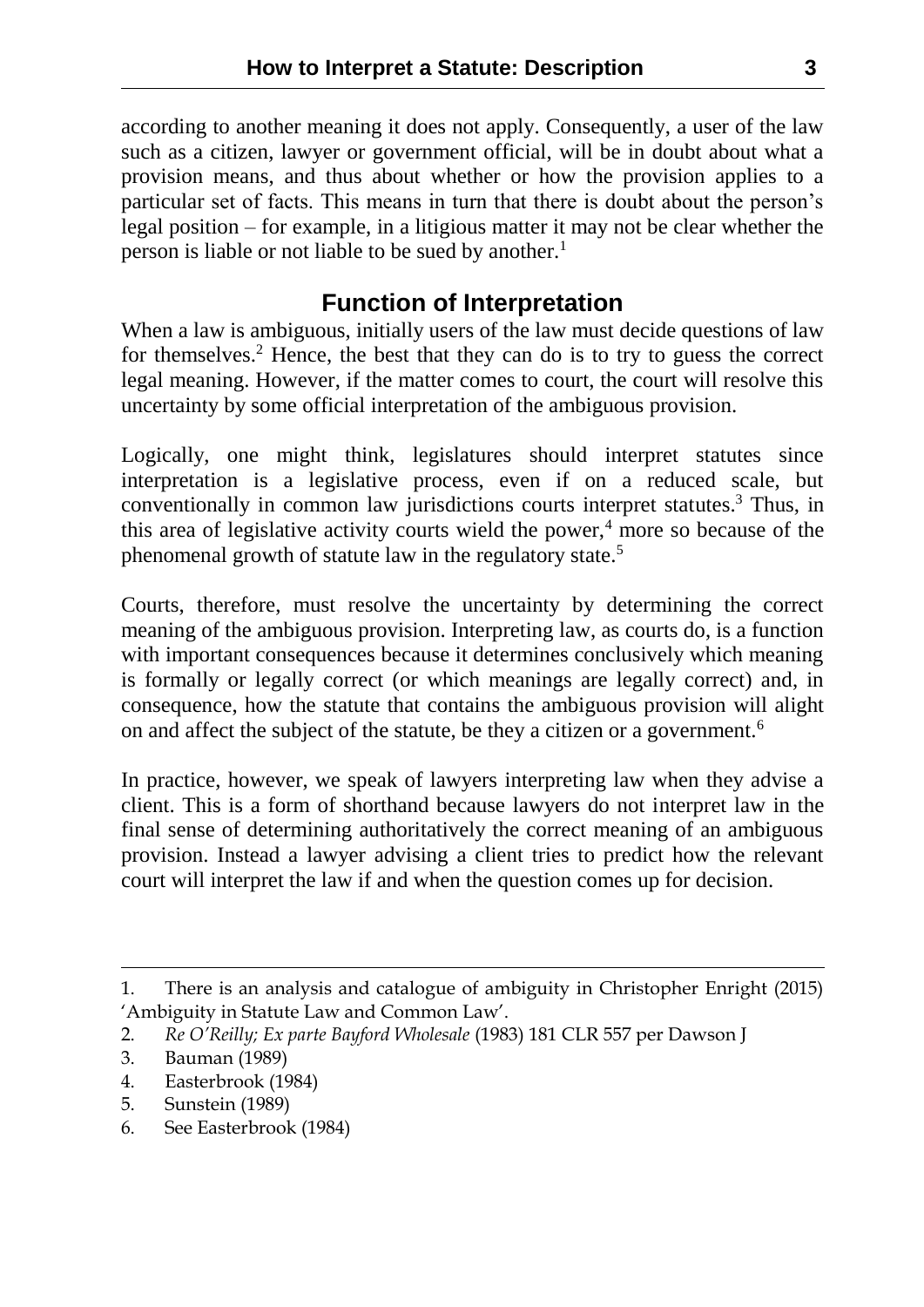according to another meaning it does not apply. Consequently, a user of the law such as a citizen, lawyer or government official, will be in doubt about what a provision means, and thus about whether or how the provision applies to a particular set of facts. This means in turn that there is doubt about the person's legal position – for example, in a litigious matter it may not be clear whether the person is liable or not liable to be sued by another.[1]

## Function of Interpretation

When a law is ambiguous, initially users of the law must decide questions of law for themselves.[2] Hence, the best that they can do is to try to guess the correct legal meaning. However, if the matter comes to court, the court will resolve this uncertainty by some official interpretation of the ambiguous provision.

Logically, one might think, legislatures should interpret statutes since interpretation is a legislative process, even if on a reduced scale, but conventionally in common law jurisdictions courts interpret statutes.[3] Thus, in this area of legislative activity courts wield the power,[4] more so because of the phenomenal growth of statute law in the regulatory state.[5]

Courts, therefore, must resolve the uncertainty by determining the correct meaning of the ambiguous provision. Interpreting law, as courts do, is a function with important consequences because it determines conclusively which meaning is formally or legally correct (or which meanings are legally correct) and, in consequence, how the statute that contains the ambiguous provision will alight on and affect the subject of the statute, be they a citizen or a government.[6]

In practice, however, we speak of lawyers interpreting law when they advise a client. This is a form of shorthand because lawyers do not interpret law in the final sense of determining authoritatively the correct meaning of an ambiguous provision. Instead a lawyer advising a client tries to predict how the relevant court will interpret the law if and when the question comes up for decision.

---

1. There is an analysis and catalogue of ambiguity in Christopher Enright (2015) 'Ambiguity in Statute Law and Common Law'.
2. *Re O'Reilly; Ex parte Bayford Wholesale* (1983) 181 CLR 557 per Dawson J
3. Bauman (1989)
4. Easterbrook (1984)
5. Sunstein (1989)
6. See Easterbrook (1984)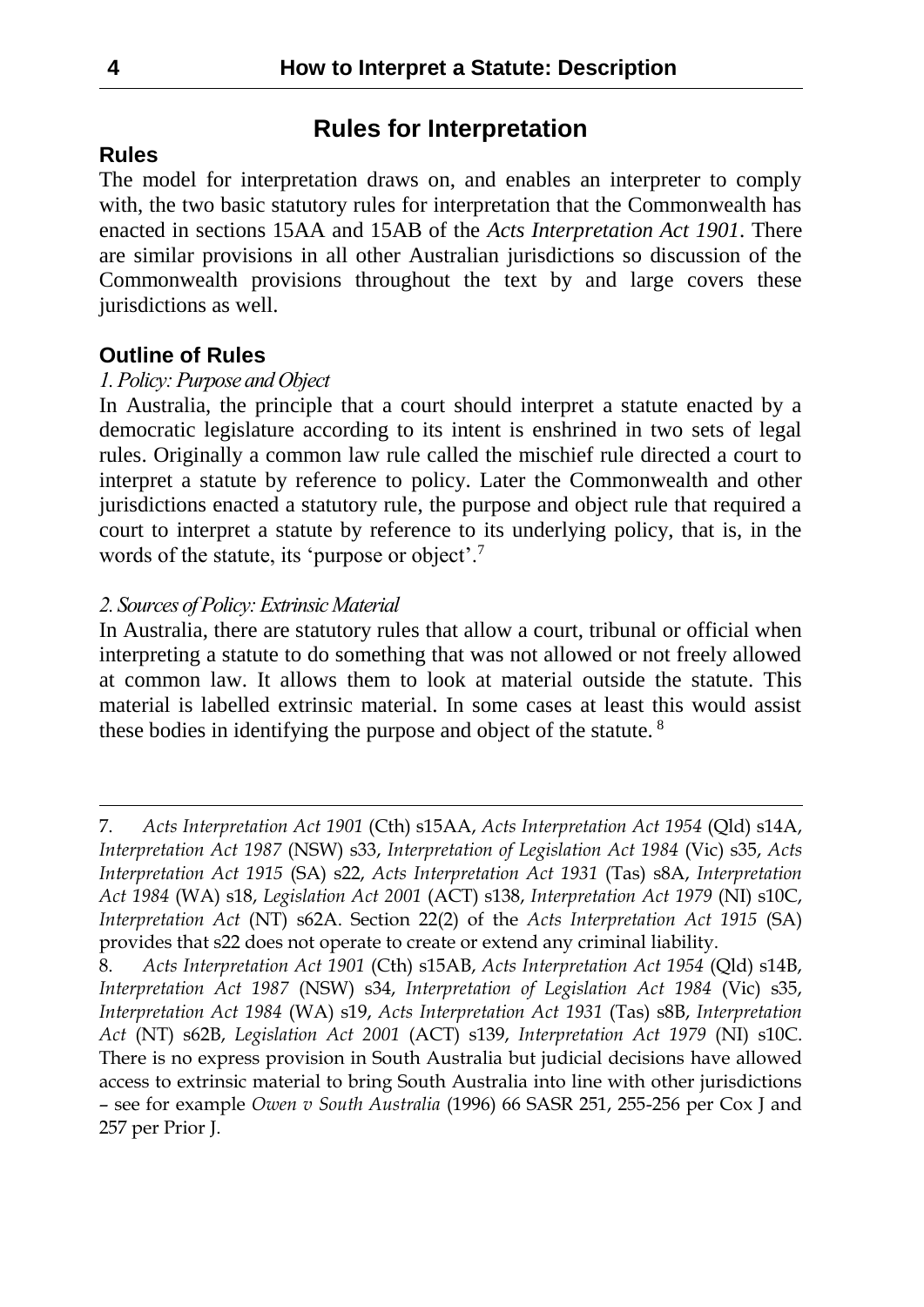## Rules for Interpretation

### Rules

The model for interpretation draws on, and enables an interpreter to comply with, the two basic statutory rules for interpretation that the Commonwealth has enacted in sections 15AA and 15AB of the *Acts Interpretation Act 1901*. There are similar provisions in all other Australian jurisdictions so discussion of the Commonwealth provisions throughout the text by and large covers these jurisdictions as well.

### Outline of Rules

*1. Policy: Purpose and Object*

In Australia, the principle that a court should interpret a statute enacted by a democratic legislature according to its intent is enshrined in two sets of legal rules. Originally a common law rule called the mischief rule directed a court to interpret a statute by reference to policy. Later the Commonwealth and other jurisdictions enacted a statutory rule, the purpose and object rule that required a court to interpret a statute by reference to its underlying policy, that is, in the words of the statute, its 'purpose or object'.[7]

*2. Sources of Policy: Extrinsic Material*

In Australia, there are statutory rules that allow a court, tribunal or official when interpreting a statute to do something that was not allowed or not freely allowed at common law. It allows them to look at material outside the statute. This material is labelled extrinsic material. In some cases at least this would assist these bodies in identifying the purpose and object of the statute.[8]

---

7. *Acts Interpretation Act 1901* (Cth) s15AA, *Acts Interpretation Act 1954* (Qld) s14A, *Interpretation Act 1987* (NSW) s33, *Interpretation of Legislation Act 1984* (Vic) s35, *Acts Interpretation Act 1915* (SA) s22, *Acts Interpretation Act 1931* (Tas) s8A, *Interpretation Act 1984* (WA) s18, *Legislation Act 2001* (ACT) s138, *Interpretation Act 1979* (NI) s10C, *Interpretation Act* (NT) s62A. Section 22(2) of the *Acts Interpretation Act 1915* (SA) provides that s22 does not operate to create or extend any criminal liability.

8. *Acts Interpretation Act 1901* (Cth) s15AB, *Acts Interpretation Act 1954* (Qld) s14B, *Interpretation Act 1987* (NSW) s34, *Interpretation of Legislation Act 1984* (Vic) s35, *Interpretation Act 1984* (WA) s19, *Acts Interpretation Act 1931* (Tas) s8B, *Interpretation Act* (NT) s62B, *Legislation Act 2001* (ACT) s139, *Interpretation Act 1979* (NI) s10C. There is no express provision in South Australia but judicial decisions have allowed access to extrinsic material to bring South Australia into line with other jurisdictions – see for example *Owen v South Australia* (1996) 66 SASR 251, 255-256 per Cox J and 257 per Prior J.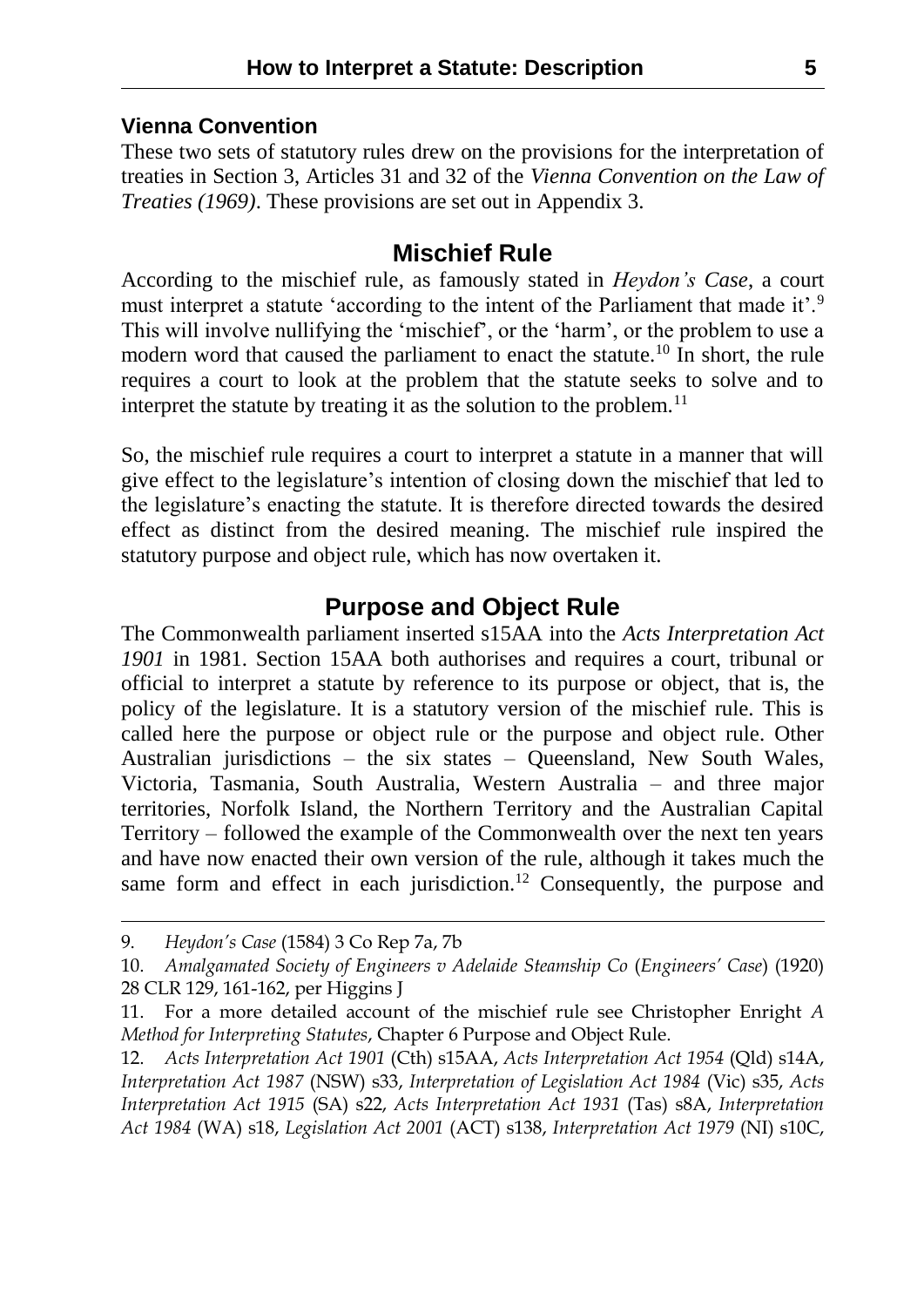### Vienna Convention

These two sets of statutory rules drew on the provisions for the interpretation of treaties in Section 3, Articles 31 and 32 of the *Vienna Convention on the Law of Treaties (1969)*. These provisions are set out in Appendix 3.

## Mischief Rule

According to the mischief rule, as famously stated in *Heydon's Case*, a court must interpret a statute 'according to the intent of the Parliament that made it'.[9] This will involve nullifying the 'mischief', or the 'harm', or the problem to use a modern word that caused the parliament to enact the statute.[10] In short, the rule requires a court to look at the problem that the statute seeks to solve and to interpret the statute by treating it as the solution to the problem.[11]

So, the mischief rule requires a court to interpret a statute in a manner that will give effect to the legislature's intention of closing down the mischief that led to the legislature's enacting the statute. It is therefore directed towards the desired effect as distinct from the desired meaning. The mischief rule inspired the statutory purpose and object rule, which has now overtaken it.

## Purpose and Object Rule

The Commonwealth parliament inserted s15AA into the *Acts Interpretation Act 1901* in 1981. Section 15AA both authorises and requires a court, tribunal or official to interpret a statute by reference to its purpose or object, that is, the policy of the legislature. It is a statutory version of the mischief rule. This is called here the purpose or object rule or the purpose and object rule. Other Australian jurisdictions – the six states – Queensland, New South Wales, Victoria, Tasmania, South Australia, Western Australia – and three major territories, Norfolk Island, the Northern Territory and the Australian Capital Territory – followed the example of the Commonwealth over the next ten years and have now enacted their own version of the rule, although it takes much the same form and effect in each jurisdiction.[12] Consequently, the purpose and

---

9. *Heydon's Case* (1584) 3 Co Rep 7a, 7b

10. *Amalgamated Society of Engineers v Adelaide Steamship Co* (*Engineers' Case*) (1920) 28 CLR 129, 161-162, per Higgins J

11. For a more detailed account of the mischief rule see Christopher Enright *A Method for Interpreting Statutes*, Chapter 6 Purpose and Object Rule.

12. *Acts Interpretation Act 1901* (Cth) s15AA, *Acts Interpretation Act 1954* (Qld) s14A, *Interpretation Act 1987* (NSW) s33, *Interpretation of Legislation Act 1984* (Vic) s35, *Acts Interpretation Act 1915* (SA) s22, *Acts Interpretation Act 1931* (Tas) s8A, *Interpretation Act 1984* (WA) s18, *Legislation Act 2001* (ACT) s138, *Interpretation Act 1979* (NI) s10C,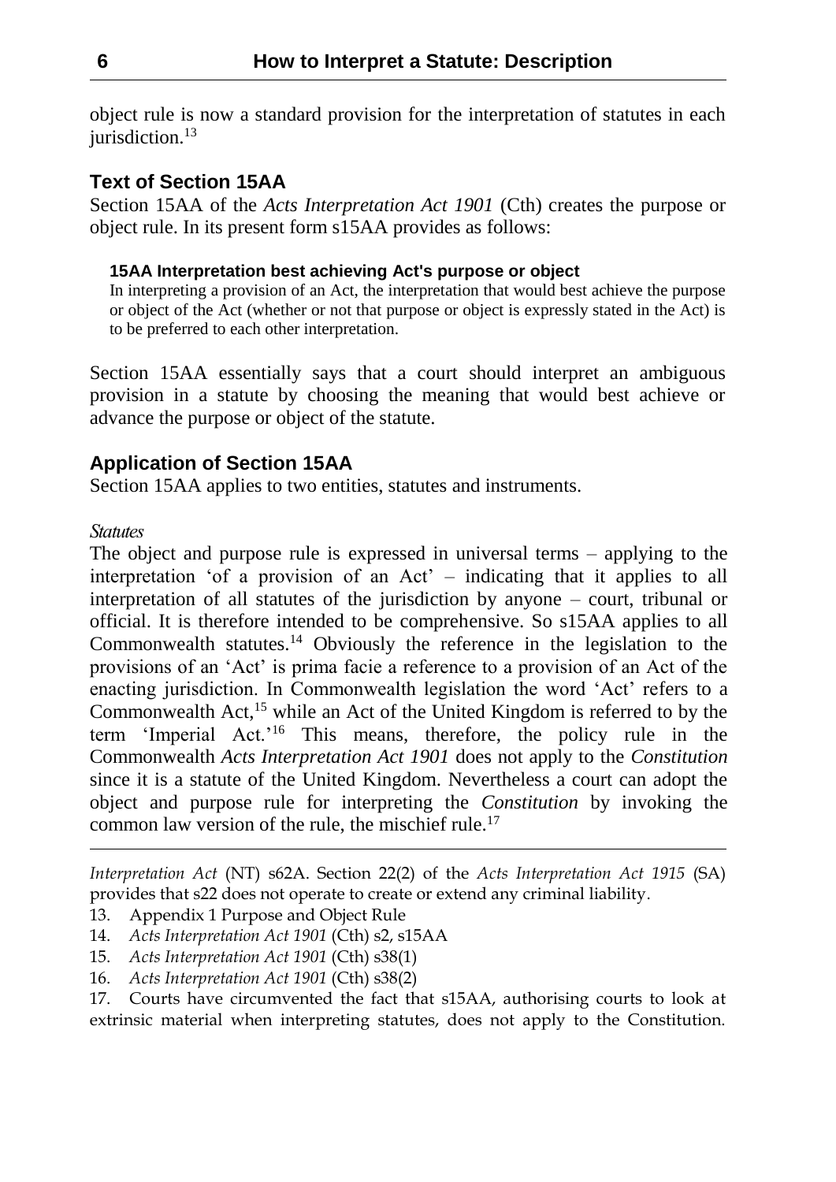object rule is now a standard provision for the interpretation of statutes in each jurisdiction.[13]

## Text of Section 15AA

Section 15AA of the *Acts Interpretation Act 1901* (Cth) creates the purpose or object rule. In its present form s15AA provides as follows:

> **15AA Interpretation best achieving Act's purpose or object**
>
> In interpreting a provision of an Act, the interpretation that would best achieve the purpose or object of the Act (whether or not that purpose or object is expressly stated in the Act) is to be preferred to each other interpretation.

Section 15AA essentially says that a court should interpret an ambiguous provision in a statute by choosing the meaning that would best achieve or advance the purpose or object of the statute.

## Application of Section 15AA

Section 15AA applies to two entities, statutes and instruments.

### *Statutes*

The object and purpose rule is expressed in universal terms – applying to the interpretation 'of a provision of an Act' – indicating that it applies to all interpretation of all statutes of the jurisdiction by anyone – court, tribunal or official. It is therefore intended to be comprehensive. So s15AA applies to all Commonwealth statutes.[14] Obviously the reference in the legislation to the provisions of an 'Act' is prima facie a reference to a provision of an Act of the enacting jurisdiction. In Commonwealth legislation the word 'Act' refers to a Commonwealth Act,[15] while an Act of the United Kingdom is referred to by the term 'Imperial Act.'[16] This means, therefore, the policy rule in the Commonwealth *Acts Interpretation Act 1901* does not apply to the *Constitution* since it is a statute of the United Kingdom. Nevertheless a court can adopt the object and purpose rule for interpreting the *Constitution* by invoking the common law version of the rule, the mischief rule.[17]

---

*Interpretation Act* (NT) s62A. Section 22(2) of the *Acts Interpretation Act 1915* (SA) provides that s22 does not operate to create or extend any criminal liability.

13. Appendix 1 Purpose and Object Rule
14. *Acts Interpretation Act 1901* (Cth) s2, s15AA
15. *Acts Interpretation Act 1901* (Cth) s38(1)
16. *Acts Interpretation Act 1901* (Cth) s38(2)
17. Courts have circumvented the fact that s15AA, authorising courts to look at extrinsic material when interpreting statutes, does not apply to the Constitution.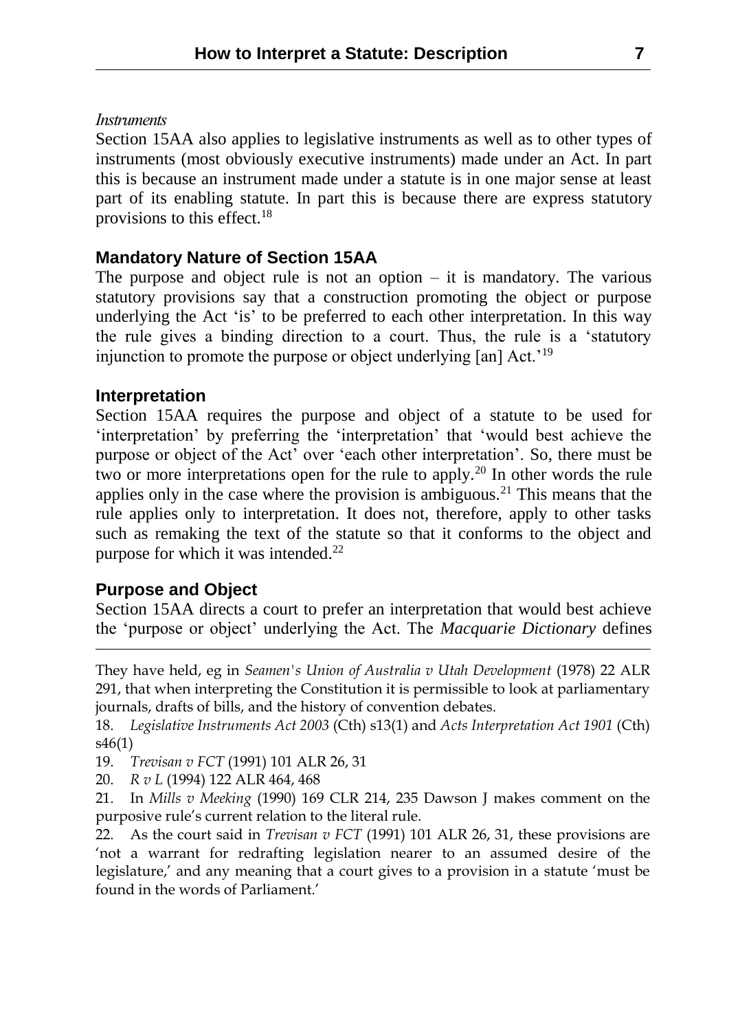*Instruments*

Section 15AA also applies to legislative instruments as well as to other types of instruments (most obviously executive instruments) made under an Act. In part this is because an instrument made under a statute is in one major sense at least part of its enabling statute. In part this is because there are express statutory provisions to this effect.[18]

### Mandatory Nature of Section 15AA

The purpose and object rule is not an option – it is mandatory. The various statutory provisions say that a construction promoting the object or purpose underlying the Act 'is' to be preferred to each other interpretation. In this way the rule gives a binding direction to a court. Thus, the rule is a 'statutory injunction to promote the purpose or object underlying [an] Act.'[19]

### Interpretation

Section 15AA requires the purpose and object of a statute to be used for 'interpretation' by preferring the 'interpretation' that 'would best achieve the purpose or object of the Act' over 'each other interpretation'. So, there must be two or more interpretations open for the rule to apply.[20] In other words the rule applies only in the case where the provision is ambiguous.[21] This means that the rule applies only to interpretation. It does not, therefore, apply to other tasks such as remaking the text of the statute so that it conforms to the object and purpose for which it was intended.[22]

### Purpose and Object

Section 15AA directs a court to prefer an interpretation that would best achieve the 'purpose or object' underlying the Act. The *Macquarie Dictionary* defines

---

They have held, eg in *Seamen's Union of Australia v Utah Development* (1978) 22 ALR 291, that when interpreting the Constitution it is permissible to look at parliamentary journals, drafts of bills, and the history of convention debates.

18. *Legislative Instruments Act 2003* (Cth) s13(1) and *Acts Interpretation Act 1901* (Cth) s46(1)
19. *Trevisan v FCT* (1991) 101 ALR 26, 31
20. *R v L* (1994) 122 ALR 464, 468
21. In *Mills v Meeking* (1990) 169 CLR 214, 235 Dawson J makes comment on the purposive rule's current relation to the literal rule.
22. As the court said in *Trevisan v FCT* (1991) 101 ALR 26, 31, these provisions are 'not a warrant for redrafting legislation nearer to an assumed desire of the legislature,' and any meaning that a court gives to a provision in a statute 'must be found in the words of Parliament.'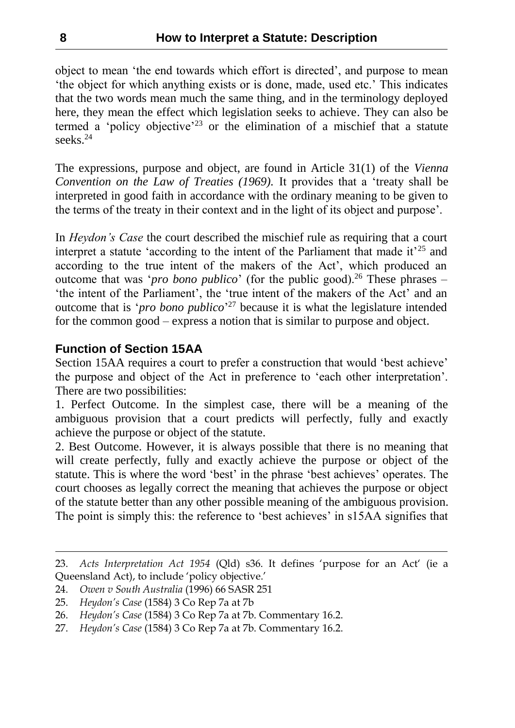object to mean 'the end towards which effort is directed', and purpose to mean 'the object for which anything exists or is done, made, used etc.' This indicates that the two words mean much the same thing, and in the terminology deployed here, they mean the effect which legislation seeks to achieve. They can also be termed a 'policy objective'[23] or the elimination of a mischief that a statute seeks.[24]

The expressions, purpose and object, are found in Article 31(1) of the *Vienna Convention on the Law of Treaties (1969).* It provides that a 'treaty shall be interpreted in good faith in accordance with the ordinary meaning to be given to the terms of the treaty in their context and in the light of its object and purpose'.

In *Heydon's Case* the court described the mischief rule as requiring that a court interpret a statute 'according to the intent of the Parliament that made it'[25] and according to the true intent of the makers of the Act', which produced an outcome that was '*pro bono publico*' (for the public good).[26] These phrases – 'the intent of the Parliament', the 'true intent of the makers of the Act' and an outcome that is '*pro bono publico*'[27] because it is what the legislature intended for the common good – express a notion that is similar to purpose and object.

### Function of Section 15AA

Section 15AA requires a court to prefer a construction that would 'best achieve' the purpose and object of the Act in preference to 'each other interpretation'. There are two possibilities:

1. Perfect Outcome. In the simplest case, there will be a meaning of the ambiguous provision that a court predicts will perfectly, fully and exactly achieve the purpose or object of the statute.
2. Best Outcome. However, it is always possible that there is no meaning that will create perfectly, fully and exactly achieve the purpose or object of the statute. This is where the word 'best' in the phrase 'best achieves' operates. The court chooses as legally correct the meaning that achieves the purpose or object of the statute better than any other possible meaning of the ambiguous provision. The point is simply this: the reference to 'best achieves' in s15AA signifies that

---

23. *Acts Interpretation Act 1954* (Qld) s36. It defines 'purpose for an Act' (ie a Queensland Act), to include 'policy objective.'
24. *Owen v South Australia* (1996) 66 SASR 251
25. *Heydon's Case* (1584) 3 Co Rep 7a at 7b
26. *Heydon's Case* (1584) 3 Co Rep 7a at 7b. Commentary 16.2.
27. *Heydon's Case* (1584) 3 Co Rep 7a at 7b. Commentary 16.2.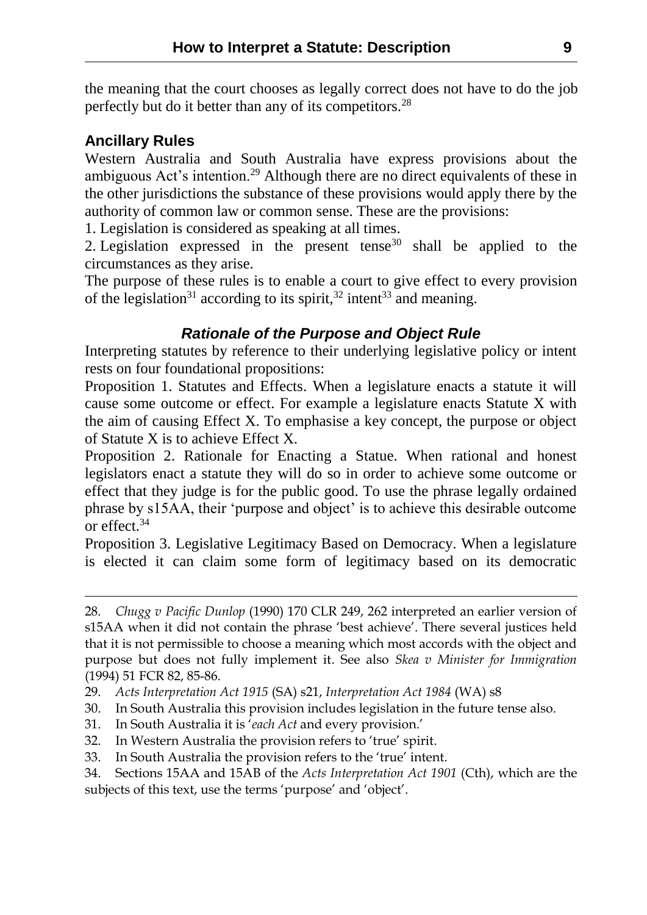the meaning that the court chooses as legally correct does not have to do the job perfectly but do it better than any of its competitors.[28]

## Ancillary Rules

Western Australia and South Australia have express provisions about the ambiguous Act's intention.[29] Although there are no direct equivalents of these in the other jurisdictions the substance of these provisions would apply there by the authority of common law or common sense. These are the provisions:

1. Legislation is considered as speaking at all times.
2. Legislation expressed in the present tense[30] shall be applied to the circumstances as they arise.

The purpose of these rules is to enable a court to give effect to every provision of the legislation[31] according to its spirit,[32] intent[33] and meaning.

### *Rationale of the Purpose and Object Rule*

Interpreting statutes by reference to their underlying legislative policy or intent rests on four foundational propositions:

Proposition 1. Statutes and Effects. When a legislature enacts a statute it will cause some outcome or effect. For example a legislature enacts Statute X with the aim of causing Effect X. To emphasise a key concept, the purpose or object of Statute X is to achieve Effect X.

Proposition 2. Rationale for Enacting a Statue. When rational and honest legislators enact a statute they will do so in order to achieve some outcome or effect that they judge is for the public good. To use the phrase legally ordained phrase by s15AA, their 'purpose and object' is to achieve this desirable outcome or effect.[34]

Proposition 3. Legislative Legitimacy Based on Democracy. When a legislature is elected it can claim some form of legitimacy based on its democratic

---

28. *Chugg v Pacific Dunlop* (1990) 170 CLR 249, 262 interpreted an earlier version of s15AA when it did not contain the phrase 'best achieve'. There several justices held that it is not permissible to choose a meaning which most accords with the object and purpose but does not fully implement it. See also *Skea v Minister for Immigration* (1994) 51 FCR 82, 85-86.
29. *Acts Interpretation Act 1915* (SA) s21, *Interpretation Act 1984* (WA) s8
30. In South Australia this provision includes legislation in the future tense also.
31. In South Australia it is '*each Act* and every provision.'
32. In Western Australia the provision refers to 'true' spirit.
33. In South Australia the provision refers to the 'true' intent.
34. Sections 15AA and 15AB of the *Acts Interpretation Act 1901* (Cth), which are the subjects of this text, use the terms 'purpose' and 'object'.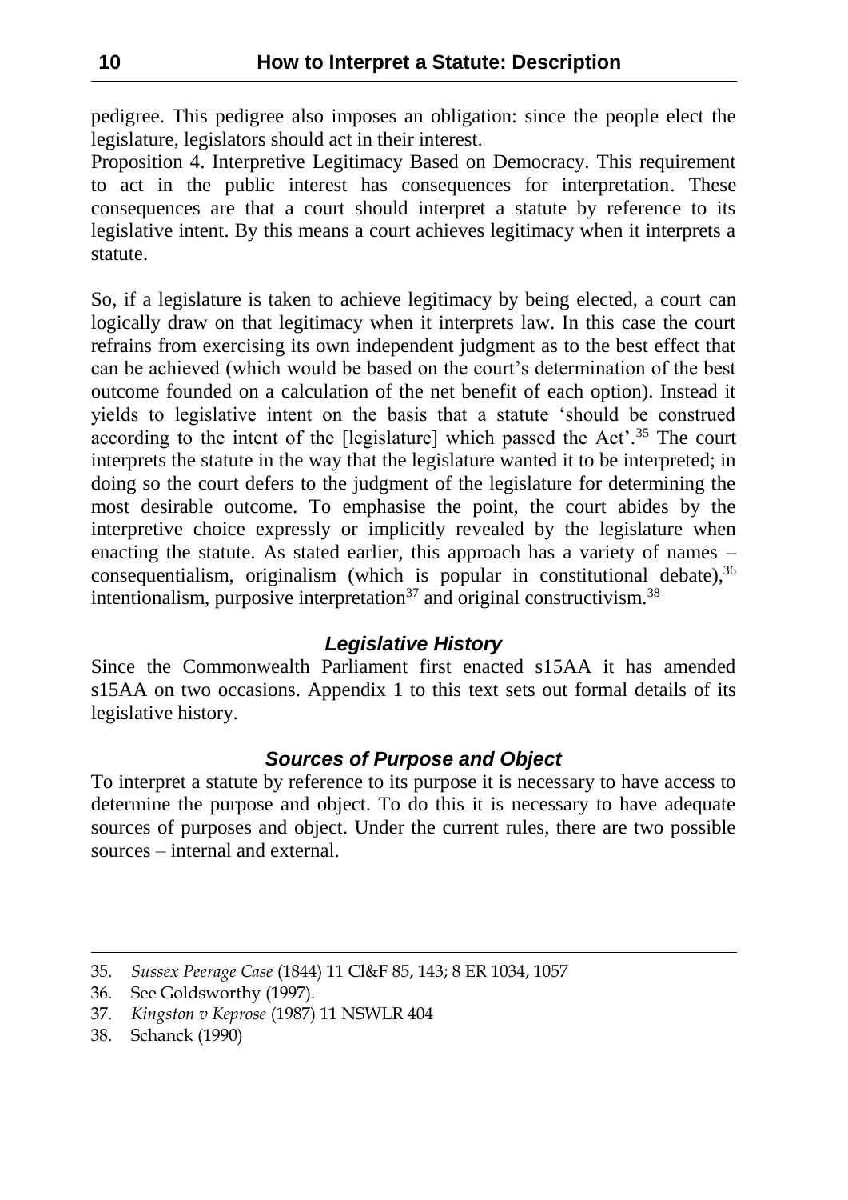pedigree. This pedigree also imposes an obligation: since the people elect the legislature, legislators should act in their interest.

Proposition 4. Interpretive Legitimacy Based on Democracy. This requirement to act in the public interest has consequences for interpretation. These consequences are that a court should interpret a statute by reference to its legislative intent. By this means a court achieves legitimacy when it interprets a statute.

So, if a legislature is taken to achieve legitimacy by being elected, a court can logically draw on that legitimacy when it interprets law. In this case the court refrains from exercising its own independent judgment as to the best effect that can be achieved (which would be based on the court's determination of the best outcome founded on a calculation of the net benefit of each option). Instead it yields to legislative intent on the basis that a statute 'should be construed according to the intent of the [legislature] which passed the Act'.[35] The court interprets the statute in the way that the legislature wanted it to be interpreted; in doing so the court defers to the judgment of the legislature for determining the most desirable outcome. To emphasise the point, the court abides by the interpretive choice expressly or implicitly revealed by the legislature when enacting the statute. As stated earlier, this approach has a variety of names – consequentialism, originalism (which is popular in constitutional debate),[36] intentionalism, purposive interpretation[37] and original constructivism.[38]

### *Legislative History*

Since the Commonwealth Parliament first enacted s15AA it has amended s15AA on two occasions. Appendix 1 to this text sets out formal details of its legislative history.

### *Sources of Purpose and Object*

To interpret a statute by reference to its purpose it is necessary to have access to determine the purpose and object. To do this it is necessary to have adequate sources of purposes and object. Under the current rules, there are two possible sources – internal and external.

---

35. *Sussex Peerage Case* (1844) 11 Cl&F 85, 143; 8 ER 1034, 1057
36. See Goldsworthy (1997).
37. *Kingston v Keprose* (1987) 11 NSWLR 404
38. Schanck (1990)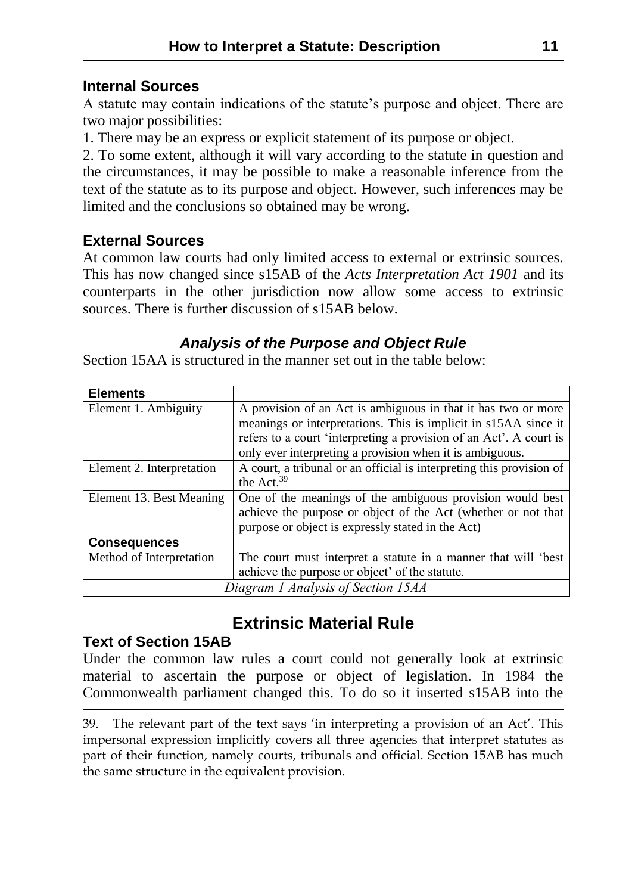### Internal Sources

A statute may contain indications of the statute's purpose and object. There are two major possibilities:

1. There may be an express or explicit statement of its purpose or object.
2. To some extent, although it will vary according to the statute in question and the circumstances, it may be possible to make a reasonable inference from the text of the statute as to its purpose and object. However, such inferences may be limited and the conclusions so obtained may be wrong.

### External Sources

At common law courts had only limited access to external or extrinsic sources. This has now changed since s15AB of the *Acts Interpretation Act 1901* and its counterparts in the other jurisdiction now allow some access to extrinsic sources. There is further discussion of s15AB below.

#### *Analysis of the Purpose and Object Rule*

Section 15AA is structured in the manner set out in the table below:

| **Elements** | |
|---|---|
| Element 1. Ambiguity | A provision of an Act is ambiguous in that it has two or more meanings or interpretations. This is implicit in s15AA since it refers to a court 'interpreting a provision of an Act'. A court is only ever interpreting a provision when it is ambiguous. |
| Element 2. Interpretation | A court, a tribunal or an official is interpreting this provision of the Act.[39] |
| Element 13. Best Meaning | One of the meanings of the ambiguous provision would best achieve the purpose or object of the Act (whether or not that purpose or object is expressly stated in the Act) |
| **Consequences** | |
| Method of Interpretation | The court must interpret a statute in a manner that will 'best achieve the purpose or object' of the statute. |

*Diagram 1 Analysis of Section 15AA*

## Extrinsic Material Rule

### Text of Section 15AB

Under the common law rules a court could not generally look at extrinsic material to ascertain the purpose or object of legislation. In 1984 the Commonwealth parliament changed this. To do so it inserted s15AB into the

---

39. The relevant part of the text says 'in interpreting a provision of an Act'. This impersonal expression implicitly covers all three agencies that interpret statutes as part of their function, namely courts, tribunals and official. Section 15AB has much the same structure in the equivalent provision.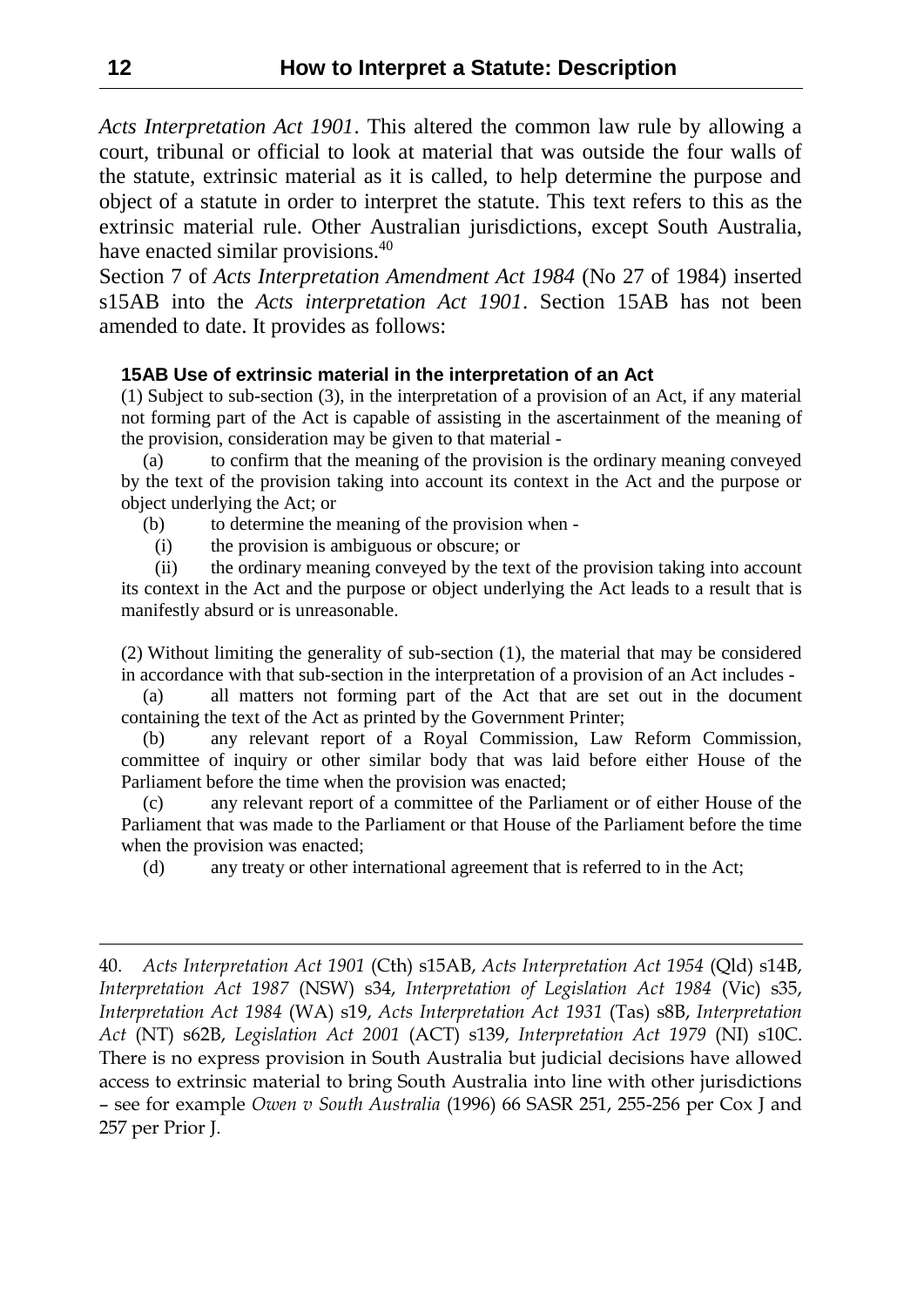*Acts Interpretation Act 1901*. This altered the common law rule by allowing a court, tribunal or official to look at material that was outside the four walls of the statute, extrinsic material as it is called, to help determine the purpose and object of a statute in order to interpret the statute. This text refers to this as the extrinsic material rule. Other Australian jurisdictions, except South Australia, have enacted similar provisions.[40]

Section 7 of *Acts Interpretation Amendment Act 1984* (No 27 of 1984) inserted s15AB into the *Acts interpretation Act 1901*. Section 15AB has not been amended to date. It provides as follows:

**15AB Use of extrinsic material in the interpretation of an Act**

(1) Subject to sub-section (3), in the interpretation of a provision of an Act, if any material not forming part of the Act is capable of assisting in the ascertainment of the meaning of the provision, consideration may be given to that material -

(a) to confirm that the meaning of the provision is the ordinary meaning conveyed by the text of the provision taking into account its context in the Act and the purpose or object underlying the Act; or

(b) to determine the meaning of the provision when -

(i) the provision is ambiguous or obscure; or

(ii) the ordinary meaning conveyed by the text of the provision taking into account its context in the Act and the purpose or object underlying the Act leads to a result that is manifestly absurd or is unreasonable.

(2) Without limiting the generality of sub-section (1), the material that may be considered in accordance with that sub-section in the interpretation of a provision of an Act includes -

(a) all matters not forming part of the Act that are set out in the document containing the text of the Act as printed by the Government Printer;

(b) any relevant report of a Royal Commission, Law Reform Commission, committee of inquiry or other similar body that was laid before either House of the Parliament before the time when the provision was enacted;

(c) any relevant report of a committee of the Parliament or of either House of the Parliament that was made to the Parliament or that House of the Parliament before the time when the provision was enacted;

(d) any treaty or other international agreement that is referred to in the Act;

---

40. *Acts Interpretation Act 1901* (Cth) s15AB, *Acts Interpretation Act 1954* (Qld) s14B, *Interpretation Act 1987* (NSW) s34, *Interpretation of Legislation Act 1984* (Vic) s35, *Interpretation Act 1984* (WA) s19, *Acts Interpretation Act 1931* (Tas) s8B, *Interpretation Act* (NT) s62B, *Legislation Act 2001* (ACT) s139, *Interpretation Act 1979* (NI) s10C. There is no express provision in South Australia but judicial decisions have allowed access to extrinsic material to bring South Australia into line with other jurisdictions – see for example *Owen v South Australia* (1996) 66 SASR 251, 255-256 per Cox J and 257 per Prior J.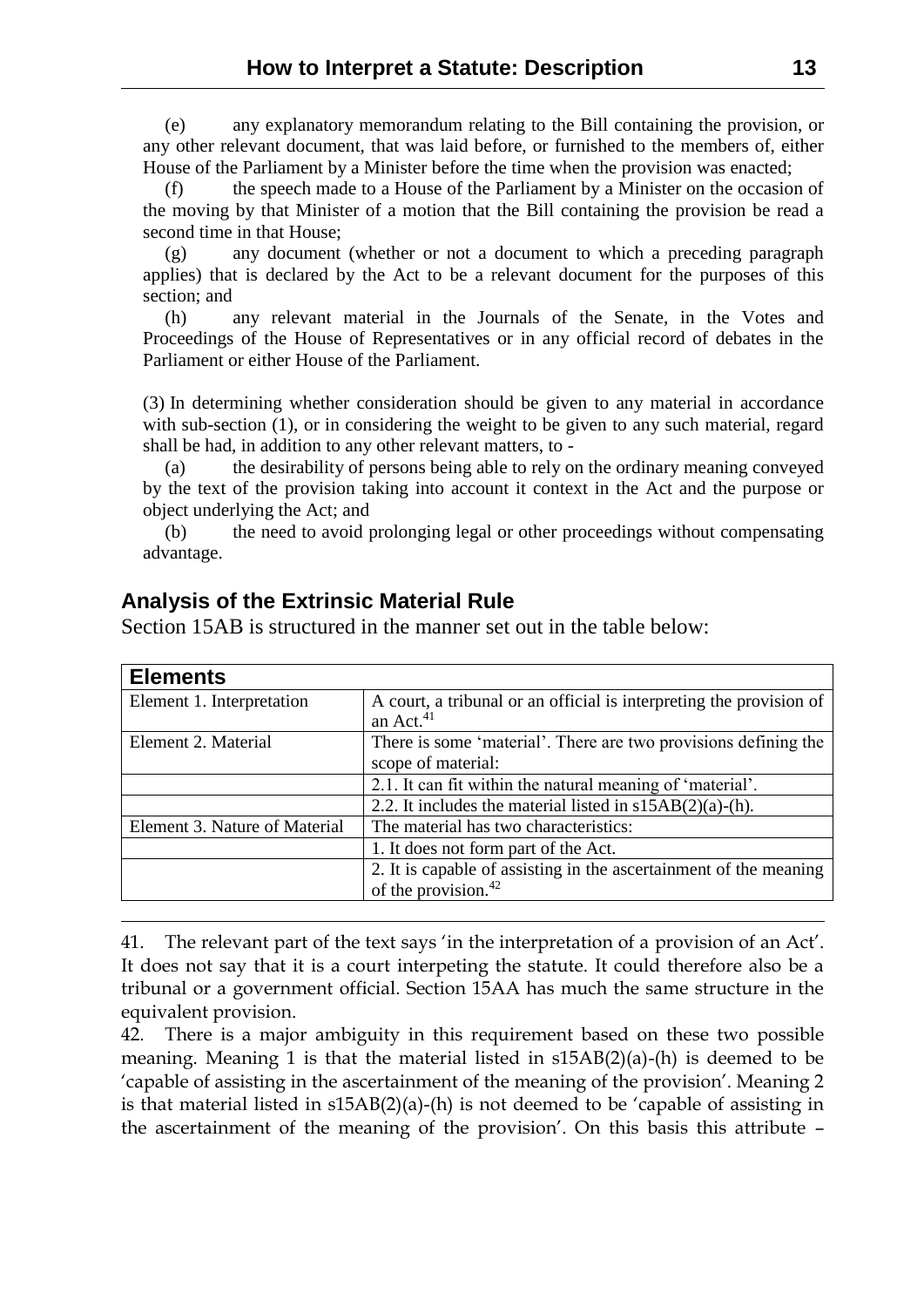(e) any explanatory memorandum relating to the Bill containing the provision, or any other relevant document, that was laid before, or furnished to the members of, either House of the Parliament by a Minister before the time when the provision was enacted;

(f) the speech made to a House of the Parliament by a Minister on the occasion of the moving by that Minister of a motion that the Bill containing the provision be read a second time in that House;

(g) any document (whether or not a document to which a preceding paragraph applies) that is declared by the Act to be a relevant document for the purposes of this section; and

(h) any relevant material in the Journals of the Senate, in the Votes and Proceedings of the House of Representatives or in any official record of debates in the Parliament or either House of the Parliament.

(3) In determining whether consideration should be given to any material in accordance with sub-section (1), or in considering the weight to be given to any such material, regard shall be had, in addition to any other relevant matters, to -

(a) the desirability of persons being able to rely on the ordinary meaning conveyed by the text of the provision taking into account it context in the Act and the purpose or object underlying the Act; and

(b) the need to avoid prolonging legal or other proceedings without compensating advantage.

## Analysis of the Extrinsic Material Rule

Section 15AB is structured in the manner set out in the table below:

| **Elements** | |
|---|---|
| Element 1. Interpretation | A court, a tribunal or an official is interpreting the provision of an Act.[41] |
| Element 2. Material | There is some 'material'. There are two provisions defining the scope of material: |
| | 2.1. It can fit within the natural meaning of 'material'. |
| | 2.2. It includes the material listed in s15AB(2)(a)-(h). |
| Element 3. Nature of Material | The material has two characteristics: |
| | 1. It does not form part of the Act. |
| | 2. It is capable of assisting in the ascertainment of the meaning of the provision.[42] |

41. The relevant part of the text says 'in the interpretation of a provision of an Act'. It does not say that it is a court interpeting the statute. It could therefore also be a tribunal or a government official. Section 15AA has much the same structure in the equivalent provision.

42. There is a major ambiguity in this requirement based on these two possible meaning. Meaning 1 is that the material listed in s15AB(2)(a)-(h) is deemed to be 'capable of assisting in the ascertainment of the meaning of the provision'. Meaning 2 is that material listed in s15AB(2)(a)-(h) is not deemed to be 'capable of assisting in the ascertainment of the meaning of the provision'. On this basis this attribute –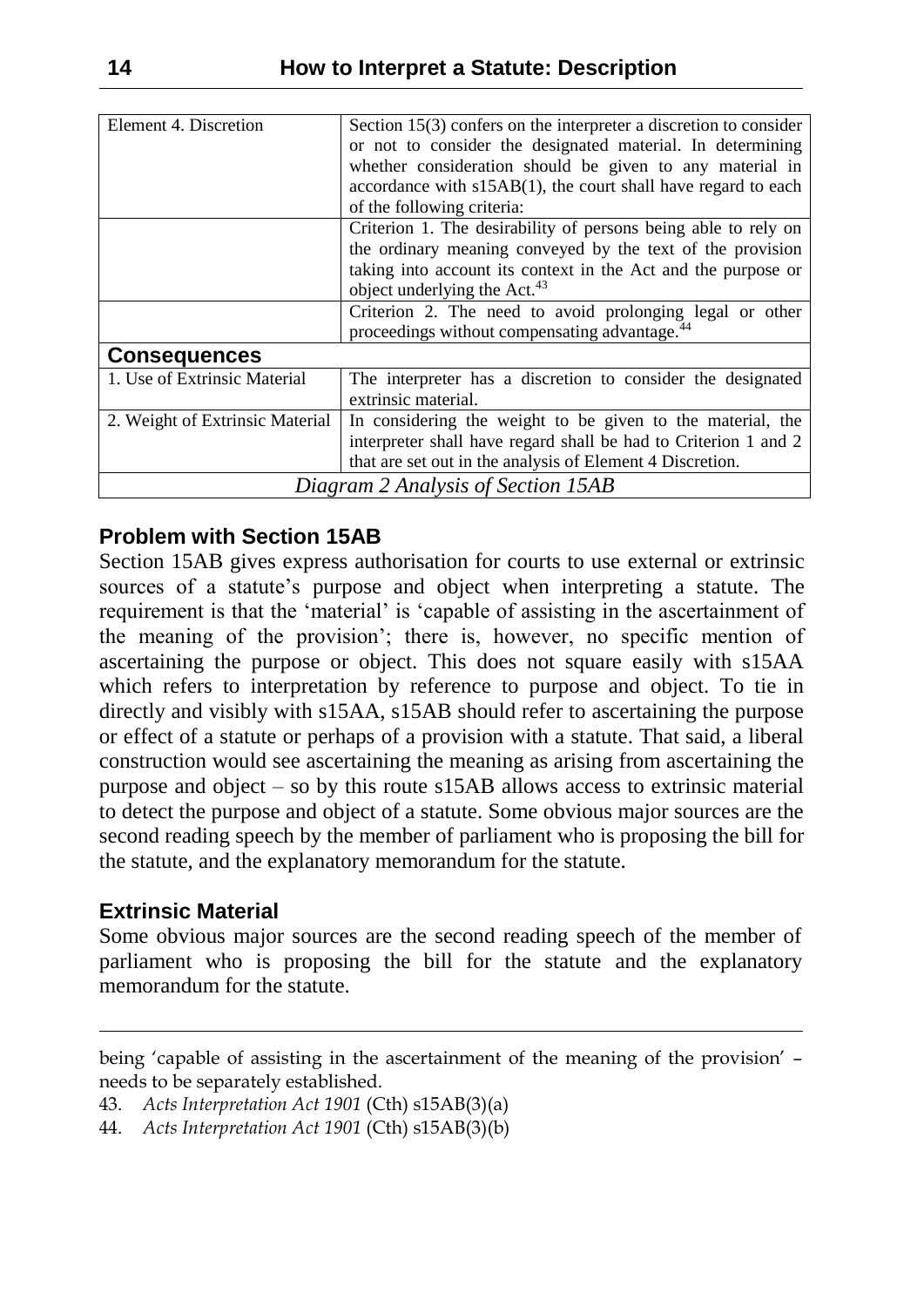| | |
|---|---|
| Element 4. Discretion | Section 15(3) confers on the interpreter a discretion to consider or not to consider the designated material. In determining whether consideration should be given to any material in accordance with s15AB(1), the court shall have regard to each of the following criteria: |
| | Criterion 1. The desirability of persons being able to rely on the ordinary meaning conveyed by the text of the provision taking into account its context in the Act and the purpose or object underlying the Act.[43] |
| | Criterion 2. The need to avoid prolonging legal or other proceedings without compensating advantage.[44] |
| **Consequences** | |
| 1. Use of Extrinsic Material | The interpreter has a discretion to consider the designated extrinsic material. |
| 2. Weight of Extrinsic Material | In considering the weight to be given to the material, the interpreter shall have regard shall be had to Criterion 1 and 2 that are set out in the analysis of Element 4 Discretion. |

*Diagram 2 Analysis of Section 15AB*

### Problem with Section 15AB

Section 15AB gives express authorisation for courts to use external or extrinsic sources of a statute's purpose and object when interpreting a statute. The requirement is that the 'material' is 'capable of assisting in the ascertainment of the meaning of the provision'; there is, however, no specific mention of ascertaining the purpose or object. This does not square easily with s15AA which refers to interpretation by reference to purpose and object. To tie in directly and visibly with s15AA, s15AB should refer to ascertaining the purpose or effect of a statute or perhaps of a provision with a statute. That said, a liberal construction would see ascertaining the meaning as arising from ascertaining the purpose and object – so by this route s15AB allows access to extrinsic material to detect the purpose and object of a statute. Some obvious major sources are the second reading speech by the member of parliament who is proposing the bill for the statute, and the explanatory memorandum for the statute.

### Extrinsic Material

Some obvious major sources are the second reading speech of the member of parliament who is proposing the bill for the statute and the explanatory memorandum for the statute.

---

being 'capable of assisting in the ascertainment of the meaning of the provision' – needs to be separately established.

43. *Acts Interpretation Act 1901* (Cth) s15AB(3)(a)

44. *Acts Interpretation Act 1901* (Cth) s15AB(3)(b)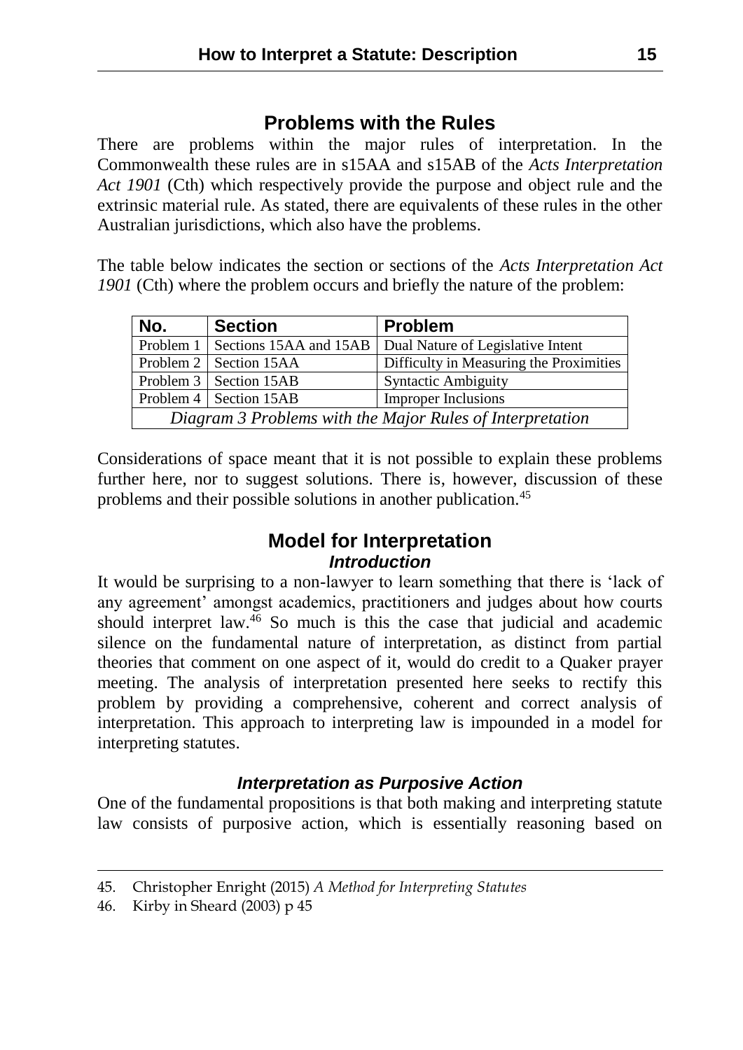## Problems with the Rules

There are problems within the major rules of interpretation. In the Commonwealth these rules are in s15AA and s15AB of the *Acts Interpretation Act 1901* (Cth) which respectively provide the purpose and object rule and the extrinsic material rule. As stated, there are equivalents of these rules in the other Australian jurisdictions, which also have the problems.

The table below indicates the section or sections of the *Acts Interpretation Act 1901* (Cth) where the problem occurs and briefly the nature of the problem:

| No. | Section | Problem |
|---|---|---|
| Problem 1 | Sections 15AA and 15AB | Dual Nature of Legislative Intent |
| Problem 2 | Section 15AA | Difficulty in Measuring the Proximities |
| Problem 3 | Section 15AB | Syntactic Ambiguity |
| Problem 4 | Section 15AB | Improper Inclusions |

*Diagram 3 Problems with the Major Rules of Interpretation*

Considerations of space meant that it is not possible to explain these problems further here, nor to suggest solutions. There is, however, discussion of these problems and their possible solutions in another publication.[45]

## Model for Interpretation

### *Introduction*

It would be surprising to a non-lawyer to learn something that there is 'lack of any agreement' amongst academics, practitioners and judges about how courts should interpret law.[46] So much is this the case that judicial and academic silence on the fundamental nature of interpretation, as distinct from partial theories that comment on one aspect of it, would do credit to a Quaker prayer meeting. The analysis of interpretation presented here seeks to rectify this problem by providing a comprehensive, coherent and correct analysis of interpretation. This approach to interpreting law is impounded in a model for interpreting statutes.

### *Interpretation as Purposive Action*

One of the fundamental propositions is that both making and interpreting statute law consists of purposive action, which is essentially reasoning based on

---

45. Christopher Enright (2015) *A Method for Interpreting Statutes*
46. Kirby in Sheard (2003) p 45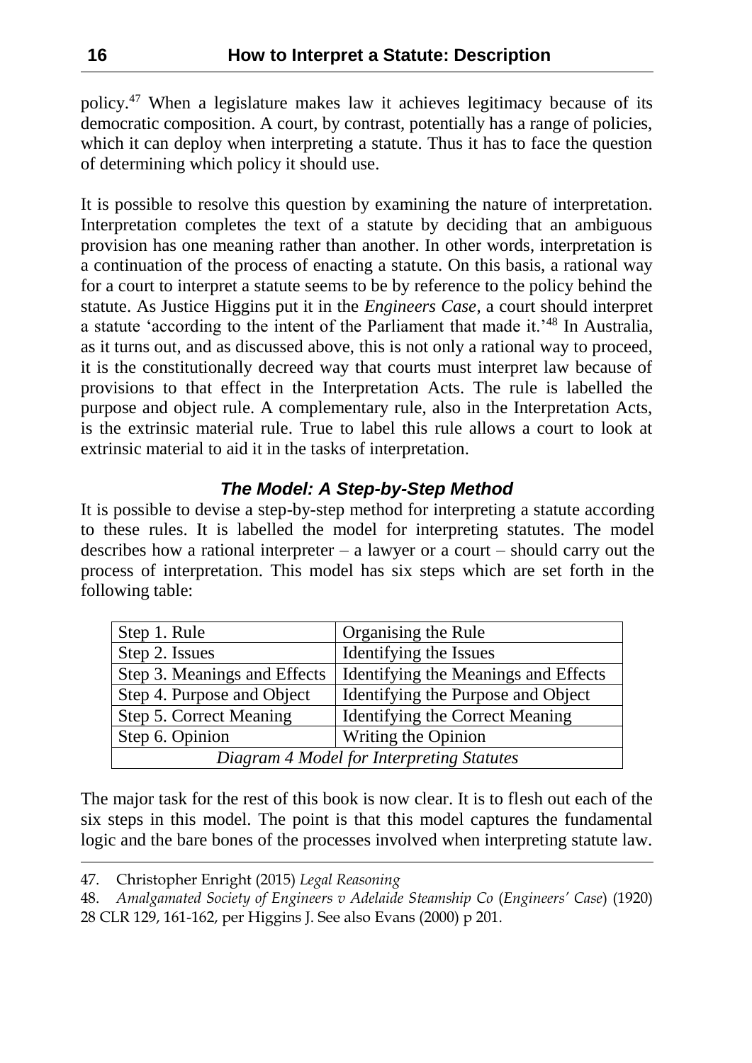policy.[47] When a legislature makes law it achieves legitimacy because of its democratic composition. A court, by contrast, potentially has a range of policies, which it can deploy when interpreting a statute. Thus it has to face the question of determining which policy it should use.

It is possible to resolve this question by examining the nature of interpretation. Interpretation completes the text of a statute by deciding that an ambiguous provision has one meaning rather than another. In other words, interpretation is a continuation of the process of enacting a statute. On this basis, a rational way for a court to interpret a statute seems to be by reference to the policy behind the statute. As Justice Higgins put it in the *Engineers Case*, a court should interpret a statute 'according to the intent of the Parliament that made it.'[48] In Australia, as it turns out, and as discussed above, this is not only a rational way to proceed, it is the constitutionally decreed way that courts must interpret law because of provisions to that effect in the Interpretation Acts. The rule is labelled the purpose and object rule. A complementary rule, also in the Interpretation Acts, is the extrinsic material rule. True to label this rule allows a court to look at extrinsic material to aid it in the tasks of interpretation.

### *The Model: A Step-by-Step Method*

It is possible to devise a step-by-step method for interpreting a statute according to these rules. It is labelled the model for interpreting statutes. The model describes how a rational interpreter – a lawyer or a court – should carry out the process of interpretation. This model has six steps which are set forth in the following table:

| | |
|---|---|
| Step 1. Rule | Organising the Rule |
| Step 2. Issues | Identifying the Issues |
| Step 3. Meanings and Effects | Identifying the Meanings and Effects |
| Step 4. Purpose and Object | Identifying the Purpose and Object |
| Step 5. Correct Meaning | Identifying the Correct Meaning |
| Step 6. Opinion | Writing the Opinion |

*Diagram 4 Model for Interpreting Statutes*

The major task for the rest of this book is now clear. It is to flesh out each of the six steps in this model. The point is that this model captures the fundamental logic and the bare bones of the processes involved when interpreting statute law.

---

47. Christopher Enright (2015) *Legal Reasoning*

48. *Amalgamated Society of Engineers v Adelaide Steamship Co* (*Engineers' Case*) (1920) 28 CLR 129, 161-162, per Higgins J. See also Evans (2000) p 201.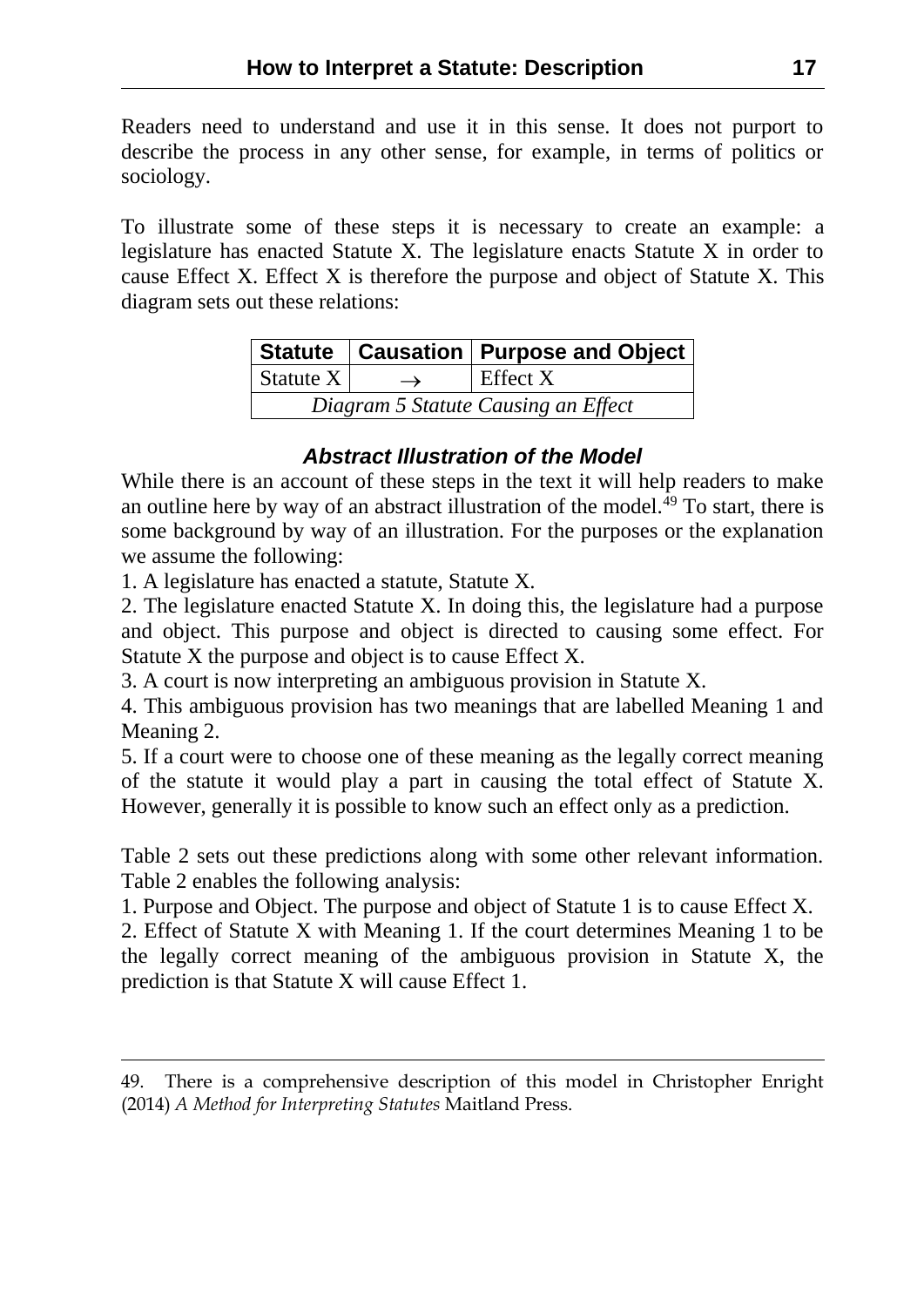Readers need to understand and use it in this sense. It does not purport to describe the process in any other sense, for example, in terms of politics or sociology.

To illustrate some of these steps it is necessary to create an example: a legislature has enacted Statute X. The legislature enacts Statute X in order to cause Effect X. Effect X is therefore the purpose and object of Statute X. This diagram sets out these relations:

| Statute | Causation | Purpose and Object |
|---|---|---|
| Statute X | $\rightarrow$ | Effect X |

*Diagram 5 Statute Causing an Effect*

### *Abstract Illustration of the Model*

While there is an account of these steps in the text it will help readers to make an outline here by way of an abstract illustration of the model.[49] To start, there is some background by way of an illustration. For the purposes or the explanation we assume the following:

1. A legislature has enacted a statute, Statute X.
2. The legislature enacted Statute X. In doing this, the legislature had a purpose and object. This purpose and object is directed to causing some effect. For Statute X the purpose and object is to cause Effect X.
3. A court is now interpreting an ambiguous provision in Statute X.
4. This ambiguous provision has two meanings that are labelled Meaning 1 and Meaning 2.
5. If a court were to choose one of these meaning as the legally correct meaning of the statute it would play a part in causing the total effect of Statute X. However, generally it is possible to know such an effect only as a prediction.

Table 2 sets out these predictions along with some other relevant information. Table 2 enables the following analysis:

1. Purpose and Object. The purpose and object of Statute 1 is to cause Effect X.
2. Effect of Statute X with Meaning 1. If the court determines Meaning 1 to be the legally correct meaning of the ambiguous provision in Statute X, the prediction is that Statute X will cause Effect 1.

---

49. There is a comprehensive description of this model in Christopher Enright (2014) *A Method for Interpreting Statutes* Maitland Press.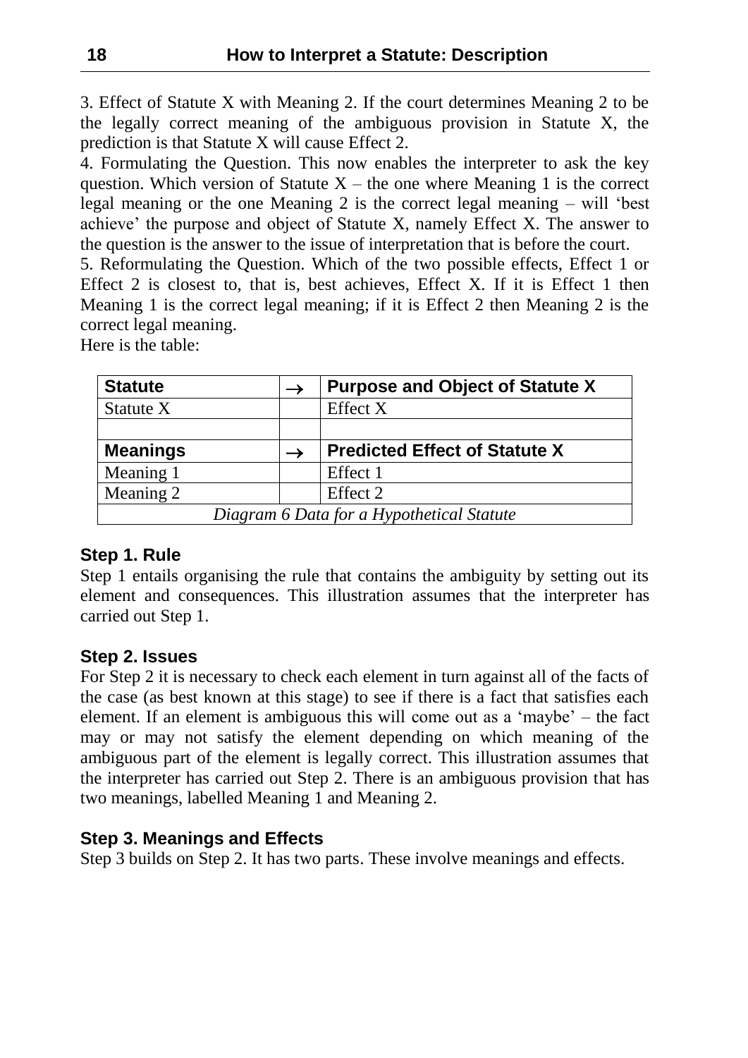3. Effect of Statute X with Meaning 2. If the court determines Meaning 2 to be the legally correct meaning of the ambiguous provision in Statute X, the prediction is that Statute X will cause Effect 2.

4. Formulating the Question. This now enables the interpreter to ask the key question. Which version of Statute X – the one where Meaning 1 is the correct legal meaning or the one Meaning 2 is the correct legal meaning – will 'best achieve' the purpose and object of Statute X, namely Effect X. The answer to the question is the answer to the issue of interpretation that is before the court.

5. Reformulating the Question. Which of the two possible effects, Effect 1 or Effect 2 is closest to, that is, best achieves, Effect X. If it is Effect 1 then Meaning 1 is the correct legal meaning; if it is Effect 2 then Meaning 2 is the correct legal meaning.

Here is the table:

| **Statute** | → | **Purpose and Object of Statute X** |
|---|---|---|
| Statute X | | Effect X |
| | | |
| **Meanings** | → | **Predicted Effect of Statute X** |
| Meaning 1 | | Effect 1 |
| Meaning 2 | | Effect 2 |

*Diagram 6 Data for a Hypothetical Statute*

### Step 1. Rule

Step 1 entails organising the rule that contains the ambiguity by setting out its element and consequences. This illustration assumes that the interpreter has carried out Step 1.

### Step 2. Issues

For Step 2 it is necessary to check each element in turn against all of the facts of the case (as best known at this stage) to see if there is a fact that satisfies each element. If an element is ambiguous this will come out as a 'maybe' – the fact may or may not satisfy the element depending on which meaning of the ambiguous part of the element is legally correct. This illustration assumes that the interpreter has carried out Step 2. There is an ambiguous provision that has two meanings, labelled Meaning 1 and Meaning 2.

### Step 3. Meanings and Effects

Step 3 builds on Step 2. It has two parts. These involve meanings and effects.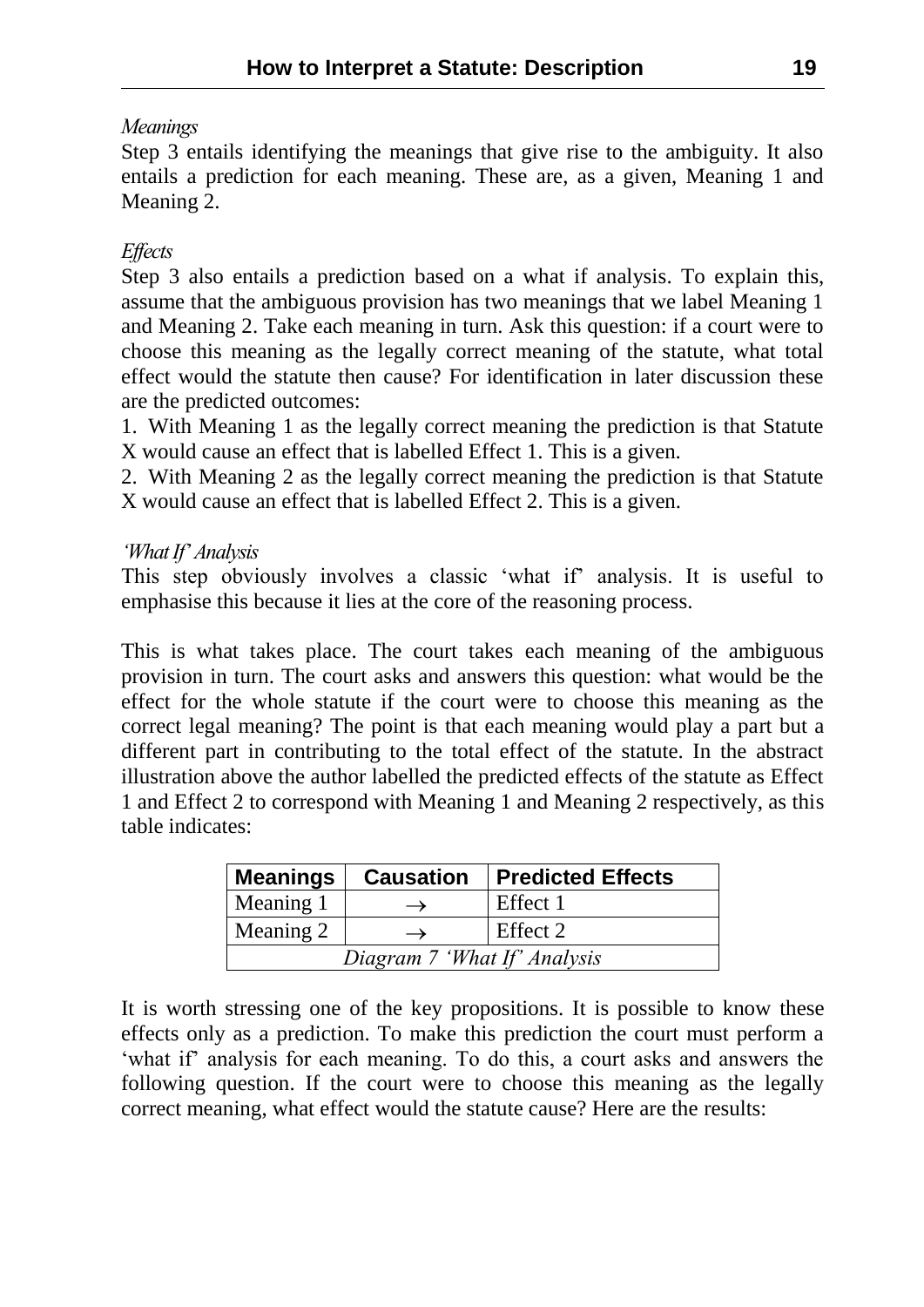*Meanings*

Step 3 entails identifying the meanings that give rise to the ambiguity. It also entails a prediction for each meaning. These are, as a given, Meaning 1 and Meaning 2.

*Effects*

Step 3 also entails a prediction based on a what if analysis. To explain this, assume that the ambiguous provision has two meanings that we label Meaning 1 and Meaning 2. Take each meaning in turn. Ask this question: if a court were to choose this meaning as the legally correct meaning of the statute, what total effect would the statute then cause? For identification in later discussion these are the predicted outcomes:

1. With Meaning 1 as the legally correct meaning the prediction is that Statute X would cause an effect that is labelled Effect 1. This is a given.
2. With Meaning 2 as the legally correct meaning the prediction is that Statute X would cause an effect that is labelled Effect 2. This is a given.

*'What If' Analysis*

This step obviously involves a classic 'what if' analysis. It is useful to emphasise this because it lies at the core of the reasoning process.

This is what takes place. The court takes each meaning of the ambiguous provision in turn. The court asks and answers this question: what would be the effect for the whole statute if the court were to choose this meaning as the correct legal meaning? The point is that each meaning would play a part but a different part in contributing to the total effect of the statute. In the abstract illustration above the author labelled the predicted effects of the statute as Effect 1 and Effect 2 to correspond with Meaning 1 and Meaning 2 respectively, as this table indicates:

| Meanings | Causation | Predicted Effects |
|---|---|---|
| Meaning 1 | → | Effect 1 |
| Meaning 2 | → | Effect 2 |

*Diagram 7 'What If' Analysis*

It is worth stressing one of the key propositions. It is possible to know these effects only as a prediction. To make this prediction the court must perform a 'what if' analysis for each meaning. To do this, a court asks and answers the following question. If the court were to choose this meaning as the legally correct meaning, what effect would the statute cause? Here are the results: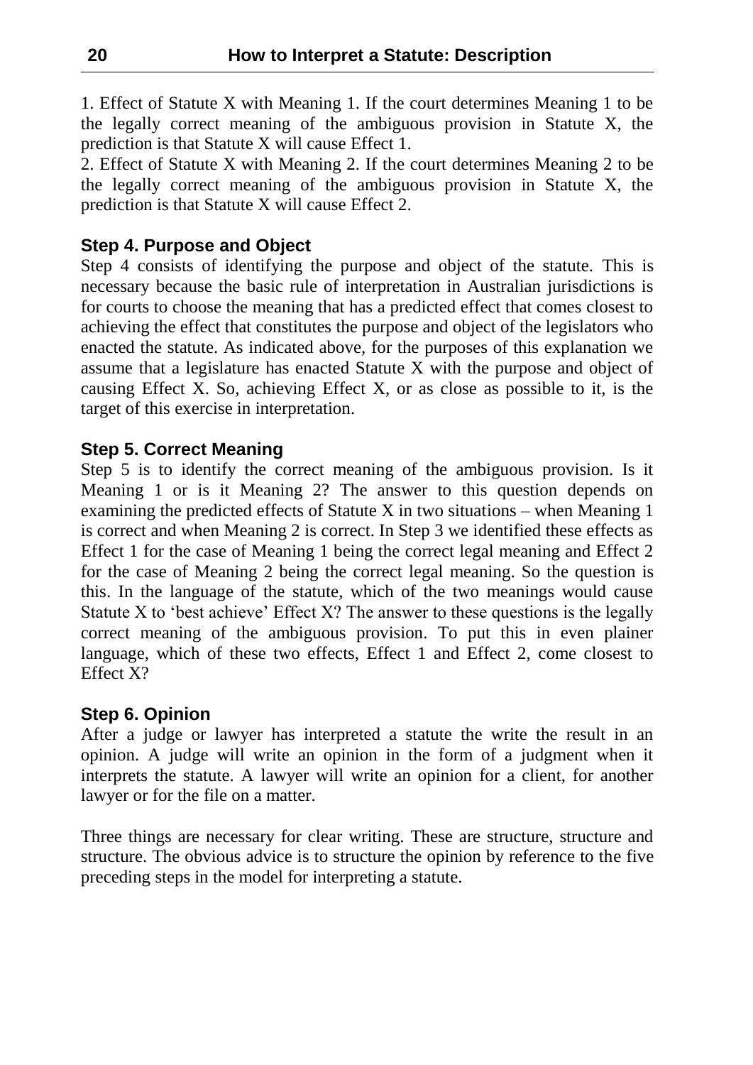1. Effect of Statute X with Meaning 1. If the court determines Meaning 1 to be the legally correct meaning of the ambiguous provision in Statute X, the prediction is that Statute X will cause Effect 1.

2. Effect of Statute X with Meaning 2. If the court determines Meaning 2 to be the legally correct meaning of the ambiguous provision in Statute X, the prediction is that Statute X will cause Effect 2.

### Step 4. Purpose and Object

Step 4 consists of identifying the purpose and object of the statute. This is necessary because the basic rule of interpretation in Australian jurisdictions is for courts to choose the meaning that has a predicted effect that comes closest to achieving the effect that constitutes the purpose and object of the legislators who enacted the statute. As indicated above, for the purposes of this explanation we assume that a legislature has enacted Statute X with the purpose and object of causing Effect X. So, achieving Effect X, or as close as possible to it, is the target of this exercise in interpretation.

### Step 5. Correct Meaning

Step 5 is to identify the correct meaning of the ambiguous provision. Is it Meaning 1 or is it Meaning 2? The answer to this question depends on examining the predicted effects of Statute X in two situations – when Meaning 1 is correct and when Meaning 2 is correct. In Step 3 we identified these effects as Effect 1 for the case of Meaning 1 being the correct legal meaning and Effect 2 for the case of Meaning 2 being the correct legal meaning. So the question is this. In the language of the statute, which of the two meanings would cause Statute X to 'best achieve' Effect X? The answer to these questions is the legally correct meaning of the ambiguous provision. To put this in even plainer language, which of these two effects, Effect 1 and Effect 2, come closest to Effect X?

### Step 6. Opinion

After a judge or lawyer has interpreted a statute the write the result in an opinion. A judge will write an opinion in the form of a judgment when it interprets the statute. A lawyer will write an opinion for a client, for another lawyer or for the file on a matter.

Three things are necessary for clear writing. These are structure, structure and structure. The obvious advice is to structure the opinion by reference to the five preceding steps in the model for interpreting a statute.